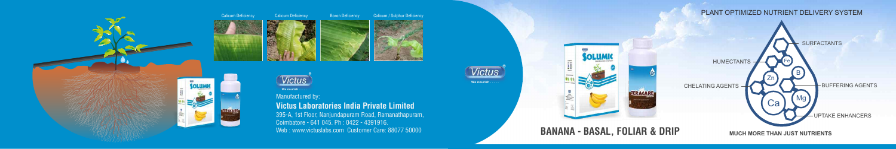Calicum Deficiency

Calcium Deficiency

Boron Deficiency

Calicum / Sulphur Deficiency

Victus®

We nourish . . . . .

Manufactured by:

**Victus Laboratories India Private Limited**

395-A, 1st Floor, Nanjundapuram Road, Ramanathapuram,
Coimbatore - 641 045. Ph : 0422 - 4391916.
Web : www.victuslabs.com Customer Care: 88077 50000

Victus®

We nourish . . . . .

SOLUMIC

TERACARE

# BANANA - BASAL, FOLIAR & DRIP

PLANT OPTIMIZED NUTRIENT DELIVERY SYSTEM

- SURFACTANTS
- HUMECTANTS
- CHELATING AGENTS
- BUFFERING AGENTS
- UPTAKE ENHANCERS

Fe, Zn, B, Mg, Ca

**MUCH MORE THAN JUST NUTRIENTS**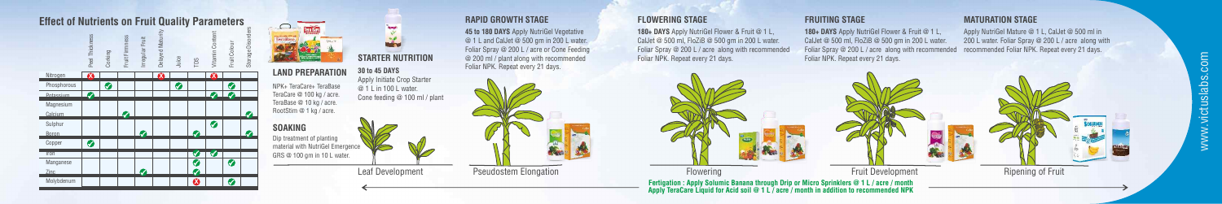## Effect of Nutrients on Fruit Quality Parameters

| | Peel Thickness | Cooking | Fruit Firmness | Irregular Fruit | Delayed Maturity | Juice | TDS | Vitamin Content | Fruit Colour | Storage Disorders |
|---|---|---|---|---|---|---|---|---|---|---|
| Nitrogen | ✗ | | | | ✗ | | | ✗ | | |
| Phosphorous | | ✓ | | | | ✓ | | | ✓ | |
| Potassium | ✓ | | | | | | | ✓ | ✓ | |
| Magnesium | | | | | | | | | | |
| Calcium | | | ✓ | | | | | | | ✓ |
| Sulphur | | | | | | | | ✓ | | |
| Boron | | | | ✓ | | | ✓ | | | ✓ |
| Copper | ✓ | | | | | | | | | |
| Iron | | | | | | | ✓ | ✓ | | |
| Manganese | | | | | | | ✓ | | ✓ | |
| Zinc | | | | ✓ | | | ✓ | | | |
| Molybdenum | | | | | | | ✗ | | ✓ | |

### LAND PREPARATION

NPK+ TeraCare+ TeraBase
TeraCare @ 100 kg / acre.
TeraBase @ 10 kg / acre.
RootStim @ 1 kg / acre.

### SOAKING

Dip treatment of planting material with NutriGel Emergence GRS @ 100 gm in 10 L water.

### STARTER NUTRITION

**30 to 45 DAYS**
Apply Initiate Crop Starter @ 1 L in 100 L water.
Cone feeding @ 100 ml / plant

### RAPID GROWTH STAGE

**45 to 180 DAYS** Apply NutriGel Vegetative @ 1 L and CalJet @ 500 gm in 200 L water. Foliar Spray @ 200 L / acre or Cone Feeding @ 200 ml / plant along with recommended Foliar NPK. Repeat every 21 days.

### FLOWERING STAGE

**180+ DAYS** Apply NutriGel Flower & Fruit @ 1 L, CalJet @ 500 ml, FloZiB @ 500 gm in 200 L water. Foliar Spray @ 200 L / acre along with recommended Foliar NPK. Repeat every 21 days.

### FRUITING STAGE

**180+ DAYS** Apply NutriGel Flower & Fruit @ 1 L, CalJet @ 500 ml, FloZiB @ 500 gm in 200 L water. Foliar Spray @ 200 L / acre along with recommended Foliar NPK. Repeat every 21 days.

### MATURATION STAGE

Apply NutriGel Mature @ 1 L, CalJet @ 500 ml in 200 L water. Foliar Spray @ 200 L / acre along with recommended Foliar NPK. Repeat every 21 days.

Leaf Development — Pseudostem Elongation — Flowering — Fruit Development — Ripening of Fruit

**Fertigation : Apply Solumic Banana through Drip or Micro Sprinklers @ 1 L / acre / month**
**Apply TeraCare Liquid for Acid soil @ 1 L / acre / month in addition to recommended NPK**

www.victuslabs.com